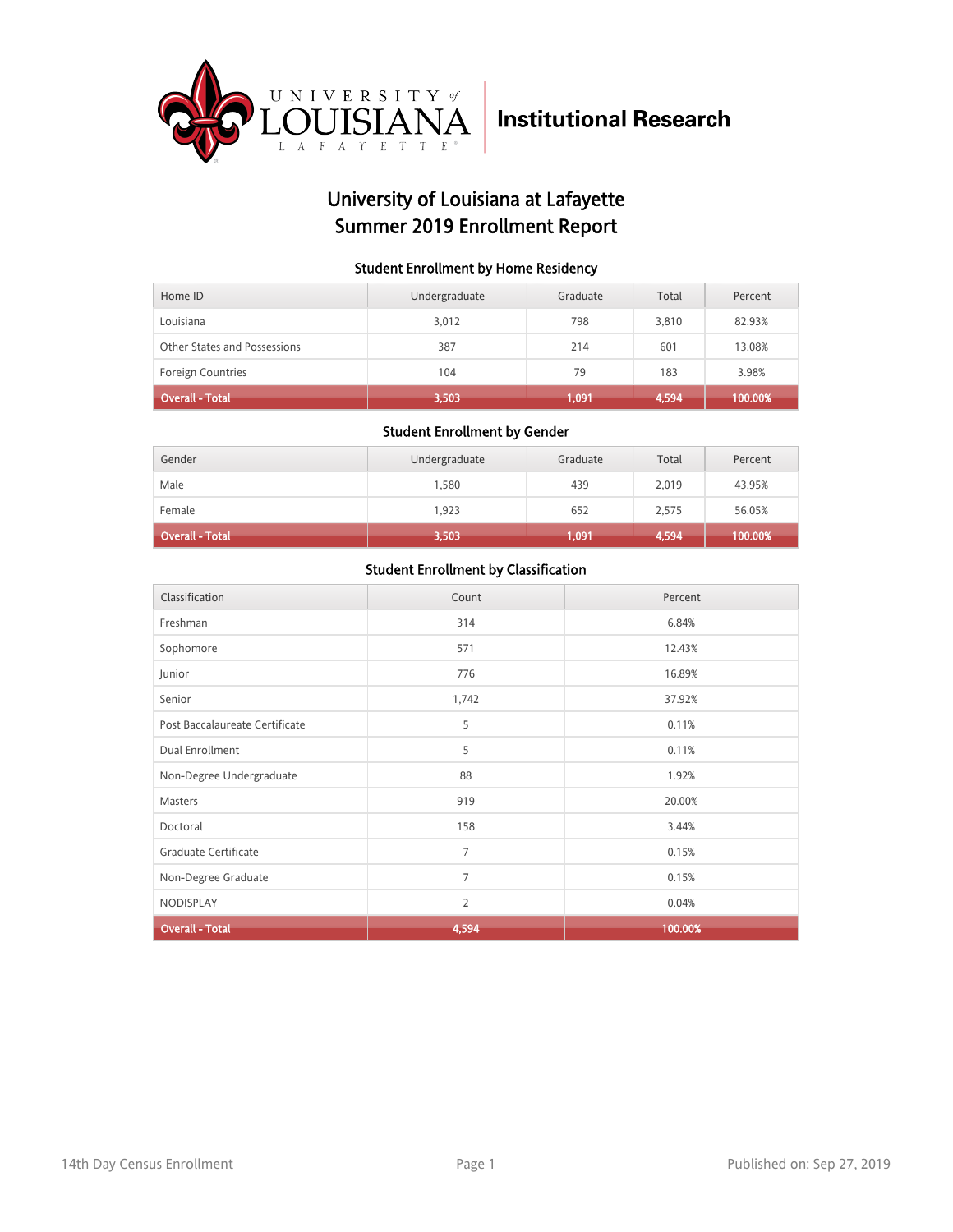University of Louisiana at Lafayette

Institutional Research

# University of Louisiana at Lafayette
# Summer 2019 Enrollment Report

### Student Enrollment by Home Residency

| Home ID | Undergraduate | Graduate | Total | Percent |
|---|---|---|---|---|
| Louisiana | 3,012 | 798 | 3,810 | 82.93% |
| Other States and Possessions | 387 | 214 | 601 | 13.08% |
| Foreign Countries | 104 | 79 | 183 | 3.98% |
| **Overall - Total** | **3,503** | **1,091** | **4,594** | **100.00%** |

### Student Enrollment by Gender

| Gender | Undergraduate | Graduate | Total | Percent |
|---|---|---|---|---|
| Male | 1,580 | 439 | 2,019 | 43.95% |
| Female | 1,923 | 652 | 2,575 | 56.05% |
| **Overall - Total** | **3,503** | **1,091** | **4,594** | **100.00%** |

### Student Enrollment by Classification

| Classification | Count | Percent |
|---|---|---|
| Freshman | 314 | 6.84% |
| Sophomore | 571 | 12.43% |
| Junior | 776 | 16.89% |
| Senior | 1,742 | 37.92% |
| Post Baccalaureate Certificate | 5 | 0.11% |
| Dual Enrollment | 5 | 0.11% |
| Non-Degree Undergraduate | 88 | 1.92% |
| Masters | 919 | 20.00% |
| Doctoral | 158 | 3.44% |
| Graduate Certificate | 7 | 0.15% |
| Non-Degree Graduate | 7 | 0.15% |
| NODISPLAY | 2 | 0.04% |
| **Overall - Total** | **4,594** | **100.00%** |

14th Day Census Enrollment

Published on: Sep 27, 2019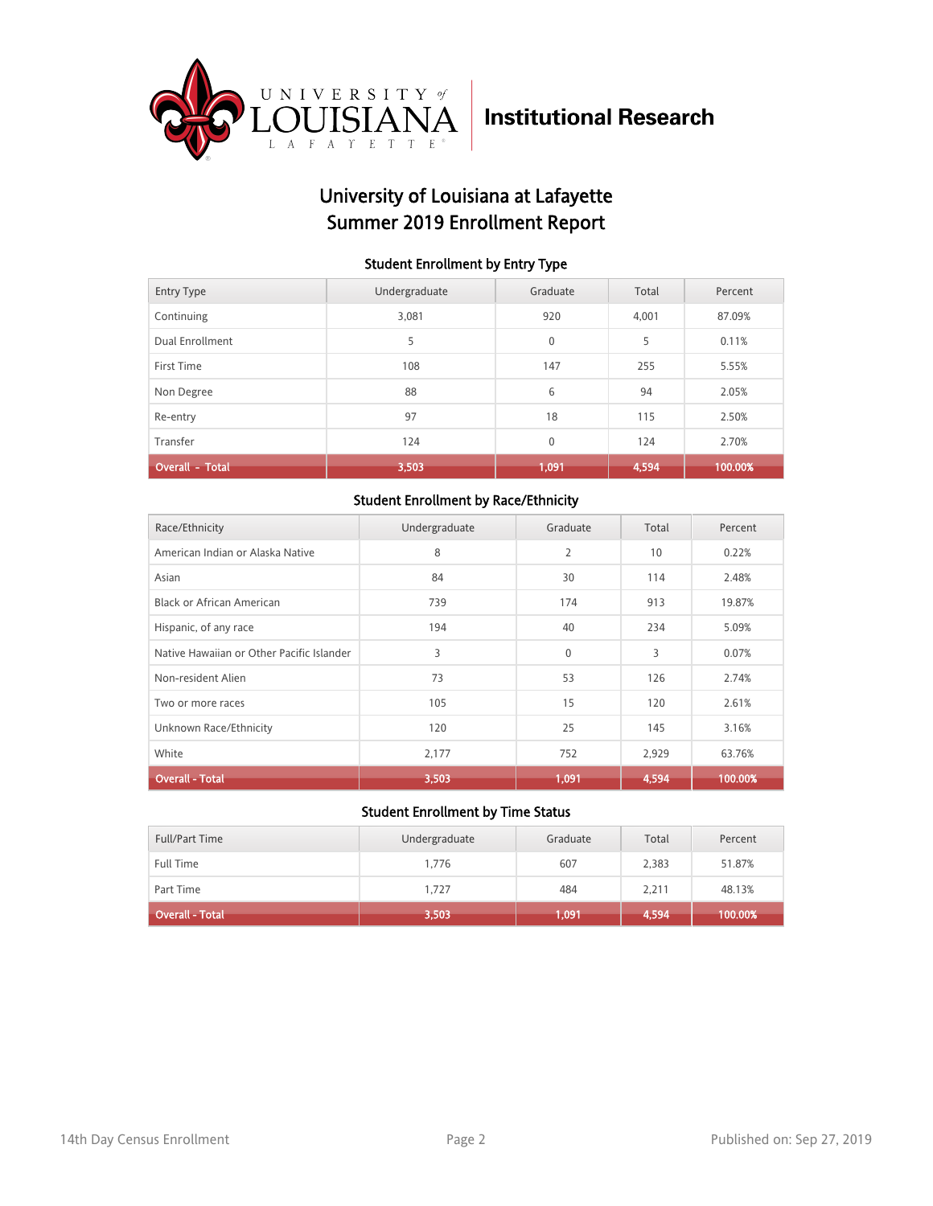University of Louisiana at Lafayette

Institutional Research

# University of Louisiana at Lafayette
# Summer 2019 Enrollment Report

### Student Enrollment by Entry Type

| Entry Type | Undergraduate | Graduate | Total | Percent |
|---|---|---|---|---|
| Continuing | 3,081 | 920 | 4,001 | 87.09% |
| Dual Enrollment | 5 | 0 | 5 | 0.11% |
| First Time | 108 | 147 | 255 | 5.55% |
| Non Degree | 88 | 6 | 94 | 2.05% |
| Re-entry | 97 | 18 | 115 | 2.50% |
| Transfer | 124 | 0 | 124 | 2.70% |
| **Overall - Total** | **3,503** | **1,091** | **4,594** | **100.00%** |

### Student Enrollment by Race/Ethnicity

| Race/Ethnicity | Undergraduate | Graduate | Total | Percent |
|---|---|---|---|---|
| American Indian or Alaska Native | 8 | 2 | 10 | 0.22% |
| Asian | 84 | 30 | 114 | 2.48% |
| Black or African American | 739 | 174 | 913 | 19.87% |
| Hispanic, of any race | 194 | 40 | 234 | 5.09% |
| Native Hawaiian or Other Pacific Islander | 3 | 0 | 3 | 0.07% |
| Non-resident Alien | 73 | 53 | 126 | 2.74% |
| Two or more races | 105 | 15 | 120 | 2.61% |
| Unknown Race/Ethnicity | 120 | 25 | 145 | 3.16% |
| White | 2,177 | 752 | 2,929 | 63.76% |
| **Overall - Total** | **3,503** | **1,091** | **4,594** | **100.00%** |

### Student Enrollment by Time Status

| Full/Part Time | Undergraduate | Graduate | Total | Percent |
|---|---|---|---|---|
| Full Time | 1,776 | 607 | 2,383 | 51.87% |
| Part Time | 1,727 | 484 | 2,211 | 48.13% |
| **Overall - Total** | **3,503** | **1,091** | **4,594** | **100.00%** |

14th Day Census Enrollment

Published on: Sep 27, 2019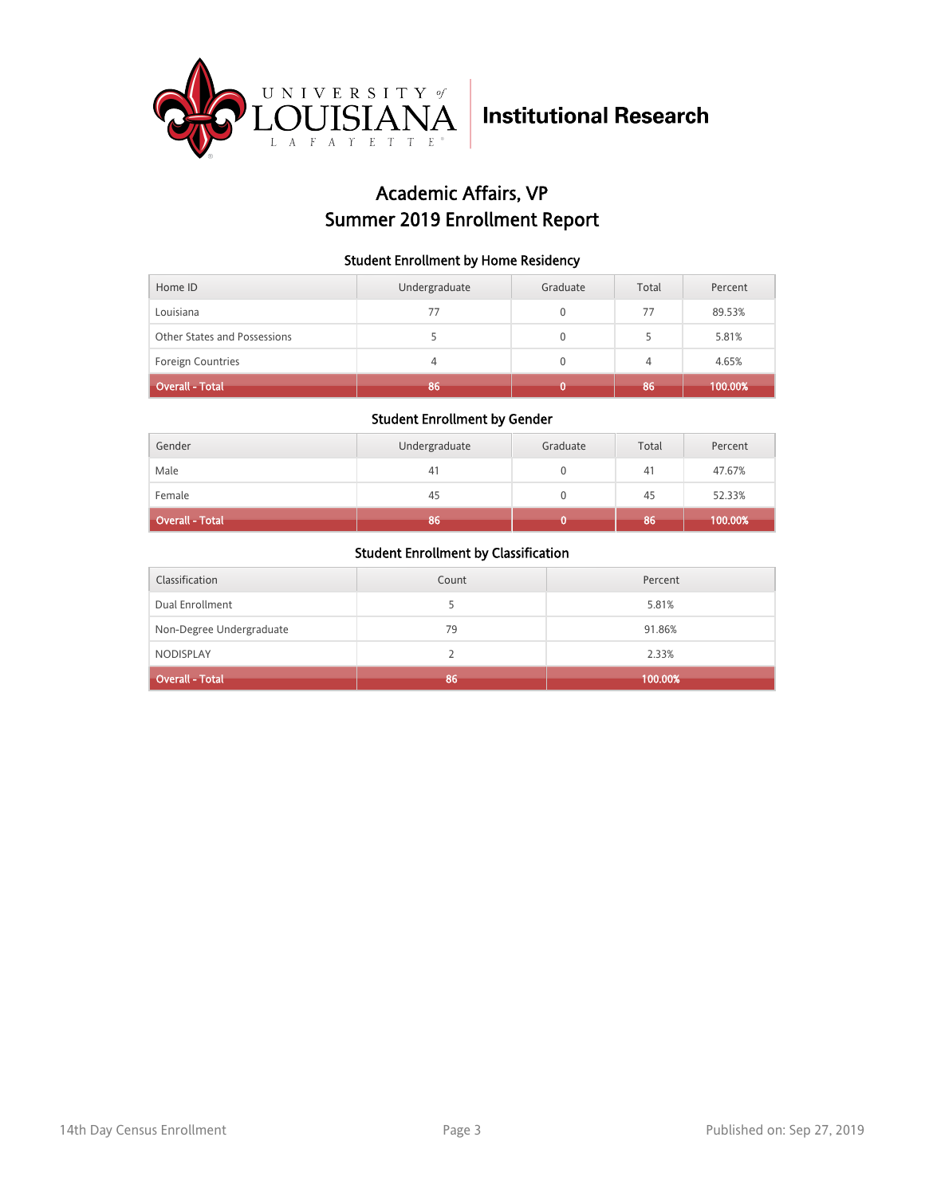University of Louisiana Lafayette | **Institutional Research**

# Academic Affairs, VP
# Summer 2019 Enrollment Report

### Student Enrollment by Home Residency

| Home ID | Undergraduate | Graduate | Total | Percent |
|---|---|---|---|---|
| Louisiana | 77 | 0 | 77 | 89.53% |
| Other States and Possessions | 5 | 0 | 5 | 5.81% |
| Foreign Countries | 4 | 0 | 4 | 4.65% |
| **Overall - Total** | **86** | **0** | **86** | **100.00%** |

### Student Enrollment by Gender

| Gender | Undergraduate | Graduate | Total | Percent |
|---|---|---|---|---|
| Male | 41 | 0 | 41 | 47.67% |
| Female | 45 | 0 | 45 | 52.33% |
| **Overall - Total** | **86** | **0** | **86** | **100.00%** |

### Student Enrollment by Classification

| Classification | Count | Percent |
|---|---|---|
| Dual Enrollment | 5 | 5.81% |
| Non-Degree Undergraduate | 79 | 91.86% |
| NODISPLAY | 2 | 2.33% |
| **Overall - Total** | **86** | **100.00%** |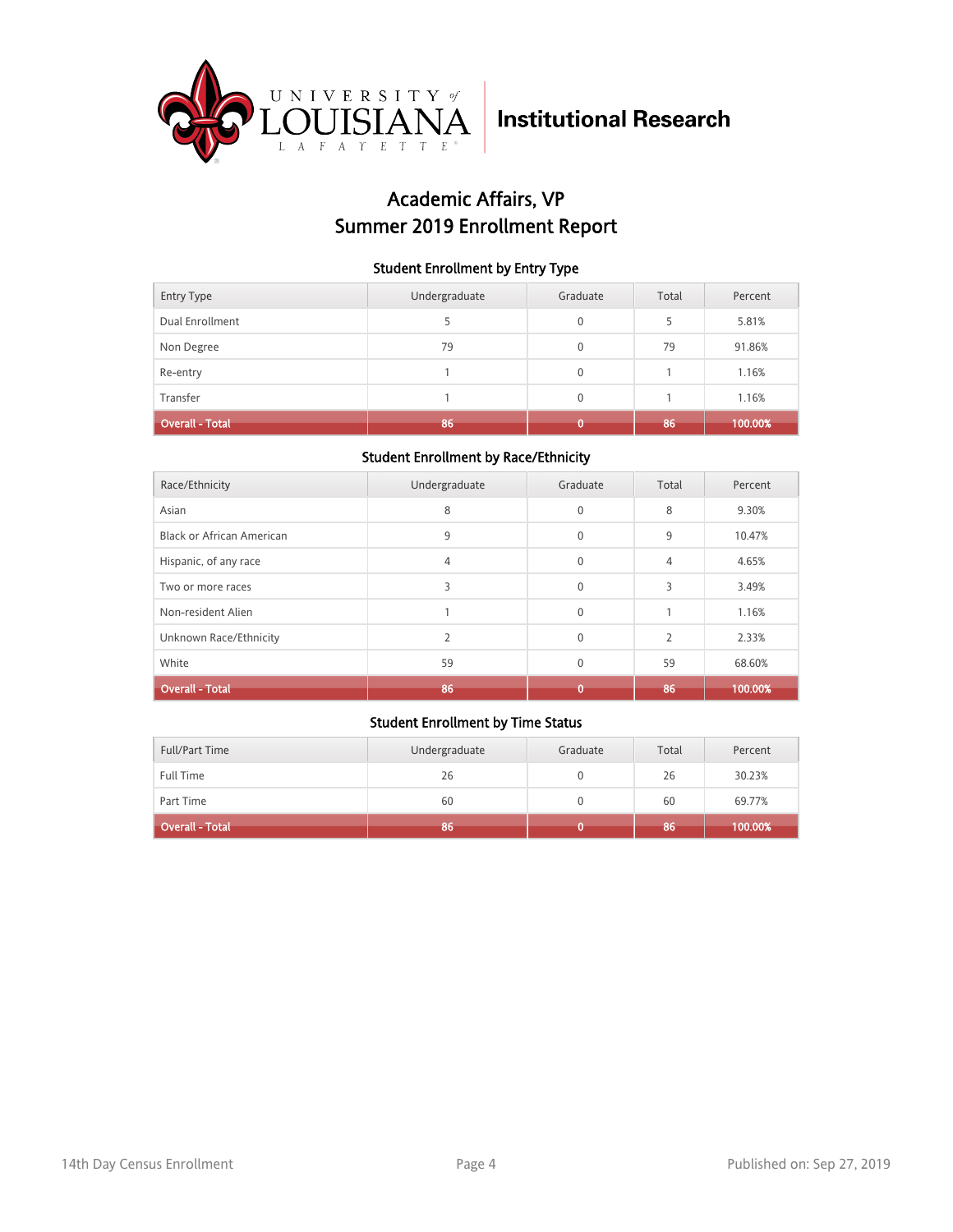University of Louisiana Lafayette | Institutional Research

# Academic Affairs, VP
# Summer 2019 Enrollment Report

### Student Enrollment by Entry Type

| Entry Type | Undergraduate | Graduate | Total | Percent |
|---|---|---|---|---|
| Dual Enrollment | 5 | 0 | 5 | 5.81% |
| Non Degree | 79 | 0 | 79 | 91.86% |
| Re-entry | 1 | 0 | 1 | 1.16% |
| Transfer | 1 | 0 | 1 | 1.16% |
| Overall - Total | 86 | 0 | 86 | 100.00% |

### Student Enrollment by Race/Ethnicity

| Race/Ethnicity | Undergraduate | Graduate | Total | Percent |
|---|---|---|---|---|
| Asian | 8 | 0 | 8 | 9.30% |
| Black or African American | 9 | 0 | 9 | 10.47% |
| Hispanic, of any race | 4 | 0 | 4 | 4.65% |
| Two or more races | 3 | 0 | 3 | 3.49% |
| Non-resident Alien | 1 | 0 | 1 | 1.16% |
| Unknown Race/Ethnicity | 2 | 0 | 2 | 2.33% |
| White | 59 | 0 | 59 | 68.60% |
| Overall - Total | 86 | 0 | 86 | 100.00% |

### Student Enrollment by Time Status

| Full/Part Time | Undergraduate | Graduate | Total | Percent |
|---|---|---|---|---|
| Full Time | 26 | 0 | 26 | 30.23% |
| Part Time | 60 | 0 | 60 | 69.77% |
| Overall - Total | 86 | 0 | 86 | 100.00% |

14th Day Census Enrollment | Published on: Sep 27, 2019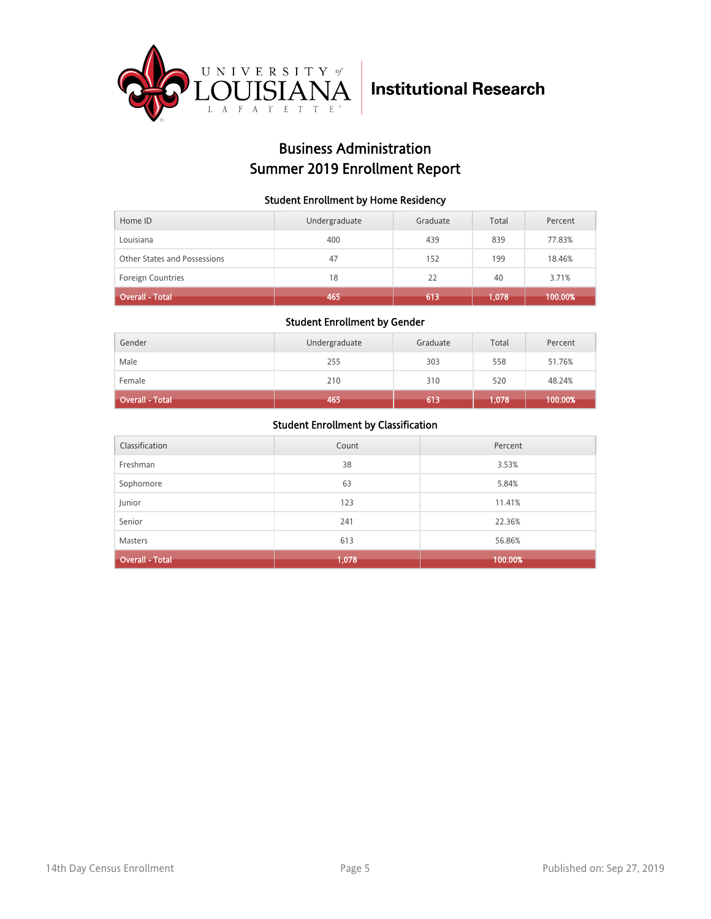University of Louisiana Lafayette — Institutional Research

# Business Administration
# Summer 2019 Enrollment Report

### Student Enrollment by Home Residency

| Home ID | Undergraduate | Graduate | Total | Percent |
|---|---|---|---|---|
| Louisiana | 400 | 439 | 839 | 77.83% |
| Other States and Possessions | 47 | 152 | 199 | 18.46% |
| Foreign Countries | 18 | 22 | 40 | 3.71% |
| **Overall - Total** | **465** | **613** | **1,078** | **100.00%** |

### Student Enrollment by Gender

| Gender | Undergraduate | Graduate | Total | Percent |
|---|---|---|---|---|
| Male | 255 | 303 | 558 | 51.76% |
| Female | 210 | 310 | 520 | 48.24% |
| **Overall - Total** | **465** | **613** | **1,078** | **100.00%** |

### Student Enrollment by Classification

| Classification | Count | Percent |
|---|---|---|
| Freshman | 38 | 3.53% |
| Sophomore | 63 | 5.84% |
| Junior | 123 | 11.41% |
| Senior | 241 | 22.36% |
| Masters | 613 | 56.86% |
| **Overall - Total** | **1,078** | **100.00%** |

14th Day Census Enrollment — Published on: Sep 27, 2019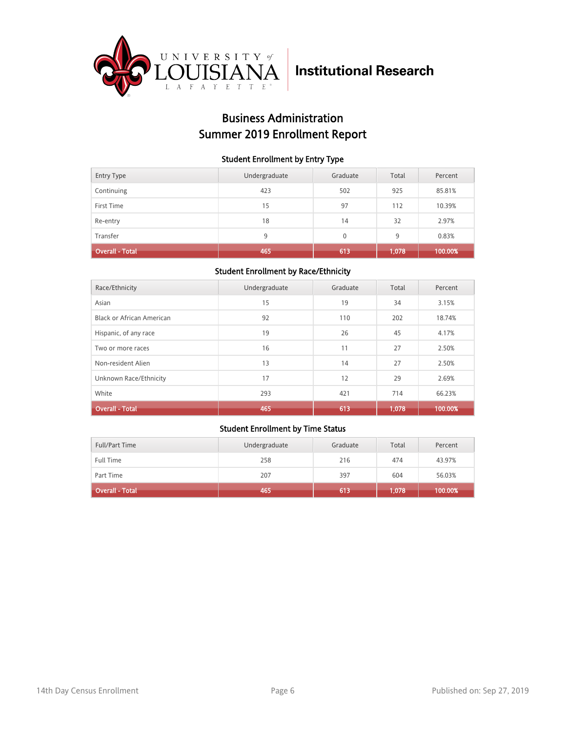Institutional Research

# Business Administration
# Summer 2019 Enrollment Report

### Student Enrollment by Entry Type

| Entry Type | Undergraduate | Graduate | Total | Percent |
|---|---|---|---|---|
| Continuing | 423 | 502 | 925 | 85.81% |
| First Time | 15 | 97 | 112 | 10.39% |
| Re-entry | 18 | 14 | 32 | 2.97% |
| Transfer | 9 | 0 | 9 | 0.83% |
| **Overall - Total** | **465** | **613** | **1,078** | **100.00%** |

### Student Enrollment by Race/Ethnicity

| Race/Ethnicity | Undergraduate | Graduate | Total | Percent |
|---|---|---|---|---|
| Asian | 15 | 19 | 34 | 3.15% |
| Black or African American | 92 | 110 | 202 | 18.74% |
| Hispanic, of any race | 19 | 26 | 45 | 4.17% |
| Two or more races | 16 | 11 | 27 | 2.50% |
| Non-resident Alien | 13 | 14 | 27 | 2.50% |
| Unknown Race/Ethnicity | 17 | 12 | 29 | 2.69% |
| White | 293 | 421 | 714 | 66.23% |
| **Overall - Total** | **465** | **613** | **1,078** | **100.00%** |

### Student Enrollment by Time Status

| Full/Part Time | Undergraduate | Graduate | Total | Percent |
|---|---|---|---|---|
| Full Time | 258 | 216 | 474 | 43.97% |
| Part Time | 207 | 397 | 604 | 56.03% |
| **Overall - Total** | **465** | **613** | **1,078** | **100.00%** |

14th Day Census Enrollment

Published on: Sep 27, 2019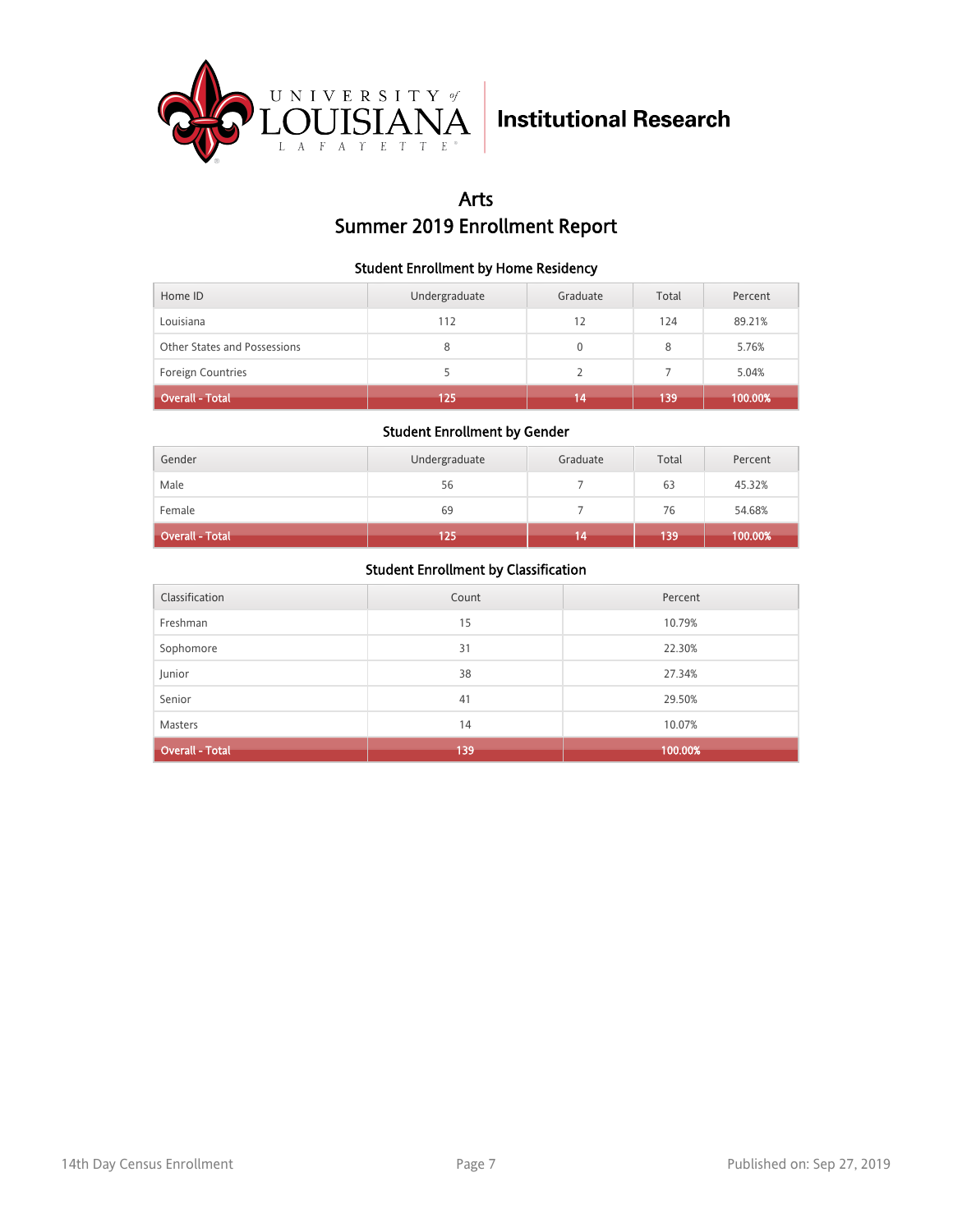Institutional Research

# Arts
# Summer 2019 Enrollment Report

### Student Enrollment by Home Residency

| Home ID | Undergraduate | Graduate | Total | Percent |
|---|---|---|---|---|
| Louisiana | 112 | 12 | 124 | 89.21% |
| Other States and Possessions | 8 | 0 | 8 | 5.76% |
| Foreign Countries | 5 | 2 | 7 | 5.04% |
| **Overall - Total** | **125** | **14** | **139** | **100.00%** |

### Student Enrollment by Gender

| Gender | Undergraduate | Graduate | Total | Percent |
|---|---|---|---|---|
| Male | 56 | 7 | 63 | 45.32% |
| Female | 69 | 7 | 76 | 54.68% |
| **Overall - Total** | **125** | **14** | **139** | **100.00%** |

### Student Enrollment by Classification

| Classification | Count | Percent |
|---|---|---|
| Freshman | 15 | 10.79% |
| Sophomore | 31 | 22.30% |
| Junior | 38 | 27.34% |
| Senior | 41 | 29.50% |
| Masters | 14 | 10.07% |
| **Overall - Total** | **139** | **100.00%** |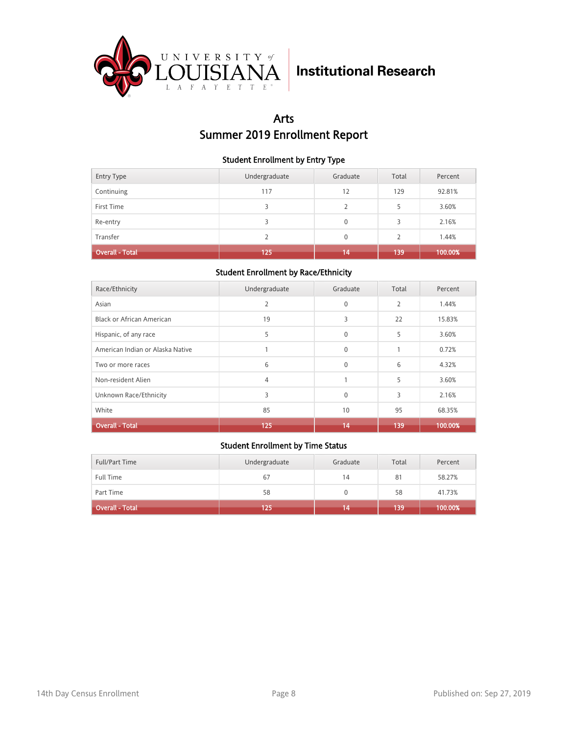University of Louisiana Lafayette — Institutional Research

# Arts
# Summer 2019 Enrollment Report

### Student Enrollment by Entry Type

| Entry Type | Undergraduate | Graduate | Total | Percent |
|---|---|---|---|---|
| Continuing | 117 | 12 | 129 | 92.81% |
| First Time | 3 | 2 | 5 | 3.60% |
| Re-entry | 3 | 0 | 3 | 2.16% |
| Transfer | 2 | 0 | 2 | 1.44% |
| **Overall - Total** | **125** | **14** | **139** | **100.00%** |

### Student Enrollment by Race/Ethnicity

| Race/Ethnicity | Undergraduate | Graduate | Total | Percent |
|---|---|---|---|---|
| Asian | 2 | 0 | 2 | 1.44% |
| Black or African American | 19 | 3 | 22 | 15.83% |
| Hispanic, of any race | 5 | 0 | 5 | 3.60% |
| American Indian or Alaska Native | 1 | 0 | 1 | 0.72% |
| Two or more races | 6 | 0 | 6 | 4.32% |
| Non-resident Alien | 4 | 1 | 5 | 3.60% |
| Unknown Race/Ethnicity | 3 | 0 | 3 | 2.16% |
| White | 85 | 10 | 95 | 68.35% |
| **Overall - Total** | **125** | **14** | **139** | **100.00%** |

### Student Enrollment by Time Status

| Full/Part Time | Undergraduate | Graduate | Total | Percent |
|---|---|---|---|---|
| Full Time | 67 | 14 | 81 | 58.27% |
| Part Time | 58 | 0 | 58 | 41.73% |
| **Overall - Total** | **125** | **14** | **139** | **100.00%** |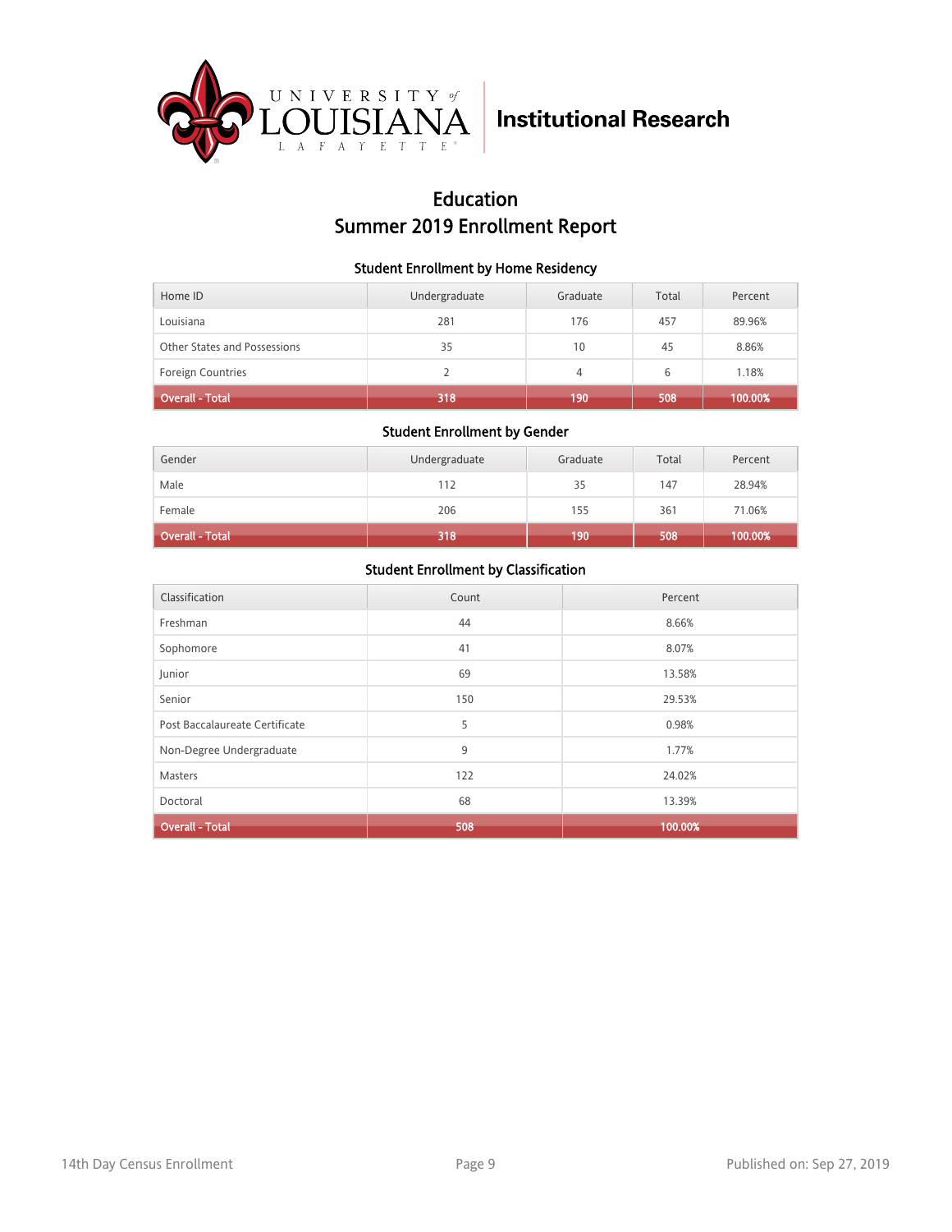University of Louisiana Lafayette | Institutional Research

# Education
# Summer 2019 Enrollment Report

### Student Enrollment by Home Residency

| Home ID | Undergraduate | Graduate | Total | Percent |
|---|---|---|---|---|
| Louisiana | 281 | 176 | 457 | 89.96% |
| Other States and Possessions | 35 | 10 | 45 | 8.86% |
| Foreign Countries | 2 | 4 | 6 | 1.18% |
| **Overall - Total** | **318** | **190** | **508** | **100.00%** |

### Student Enrollment by Gender

| Gender | Undergraduate | Graduate | Total | Percent |
|---|---|---|---|---|
| Male | 112 | 35 | 147 | 28.94% |
| Female | 206 | 155 | 361 | 71.06% |
| **Overall - Total** | **318** | **190** | **508** | **100.00%** |

### Student Enrollment by Classification

| Classification | Count | Percent |
|---|---|---|
| Freshman | 44 | 8.66% |
| Sophomore | 41 | 8.07% |
| Junior | 69 | 13.58% |
| Senior | 150 | 29.53% |
| Post Baccalaureate Certificate | 5 | 0.98% |
| Non-Degree Undergraduate | 9 | 1.77% |
| Masters | 122 | 24.02% |
| Doctoral | 68 | 13.39% |
| **Overall - Total** | **508** | **100.00%** |

14th Day Census Enrollment

Published on: Sep 27, 2019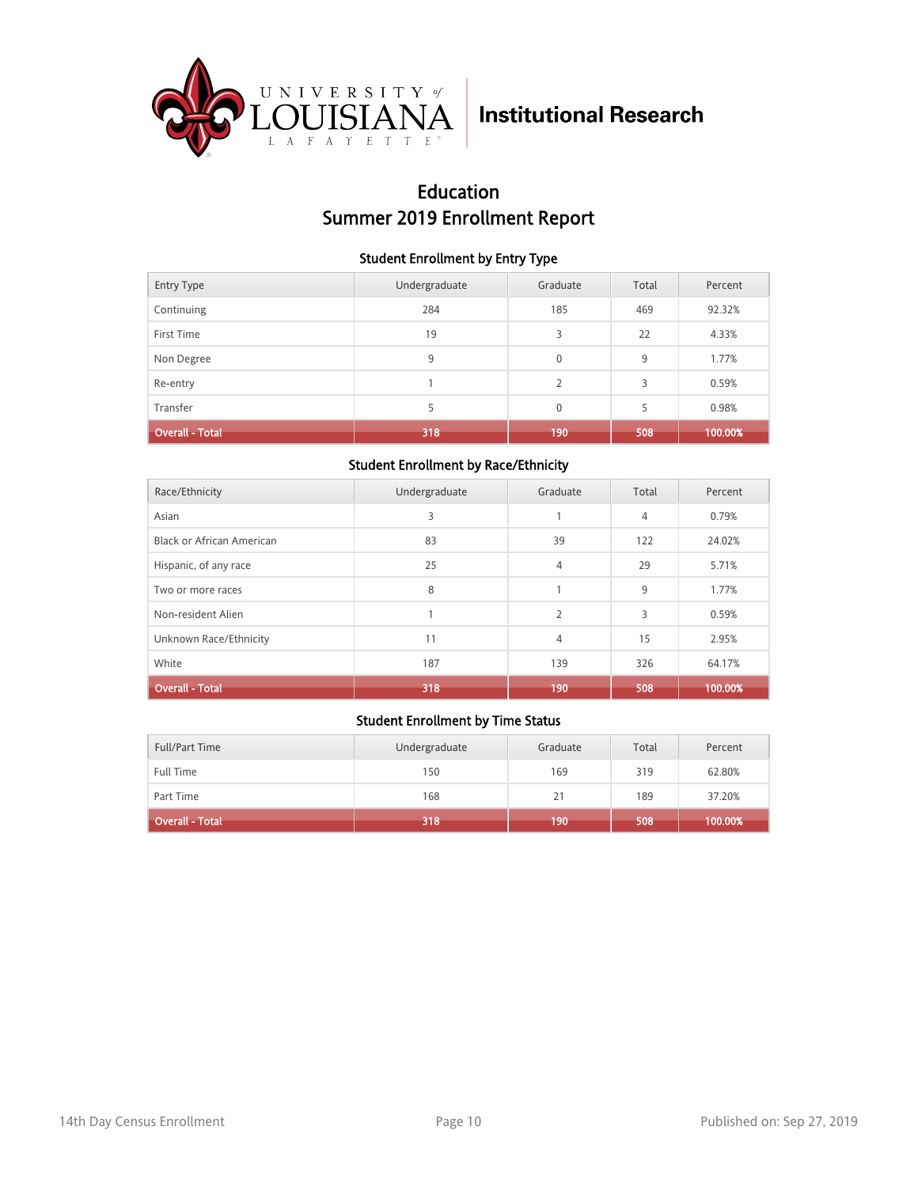University of Louisiana at Lafayette — Institutional Research

# Education
# Summer 2019 Enrollment Report

### Student Enrollment by Entry Type

| Entry Type | Undergraduate | Graduate | Total | Percent |
|---|---|---|---|---|
| Continuing | 284 | 185 | 469 | 92.32% |
| First Time | 19 | 3 | 22 | 4.33% |
| Non Degree | 9 | 0 | 9 | 1.77% |
| Re-entry | 1 | 2 | 3 | 0.59% |
| Transfer | 5 | 0 | 5 | 0.98% |
| **Overall - Total** | **318** | **190** | **508** | **100.00%** |

### Student Enrollment by Race/Ethnicity

| Race/Ethnicity | Undergraduate | Graduate | Total | Percent |
|---|---|---|---|---|
| Asian | 3 | 1 | 4 | 0.79% |
| Black or African American | 83 | 39 | 122 | 24.02% |
| Hispanic, of any race | 25 | 4 | 29 | 5.71% |
| Two or more races | 8 | 1 | 9 | 1.77% |
| Non-resident Alien | 1 | 2 | 3 | 0.59% |
| Unknown Race/Ethnicity | 11 | 4 | 15 | 2.95% |
| White | 187 | 139 | 326 | 64.17% |
| **Overall - Total** | **318** | **190** | **508** | **100.00%** |

### Student Enrollment by Time Status

| Full/Part Time | Undergraduate | Graduate | Total | Percent |
|---|---|---|---|---|
| Full Time | 150 | 169 | 319 | 62.80% |
| Part Time | 168 | 21 | 189 | 37.20% |
| **Overall - Total** | **318** | **190** | **508** | **100.00%** |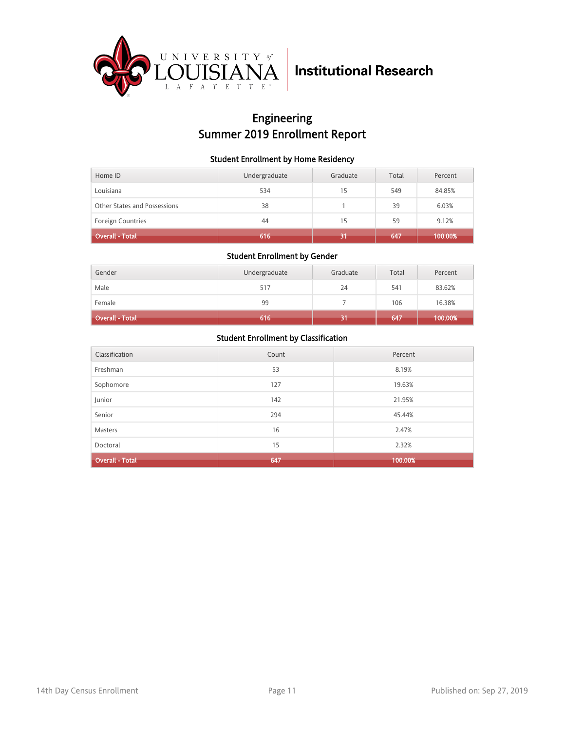UNIVERSITY of LOUISIANA LAFAYETTE | Institutional Research

# Engineering
# Summer 2019 Enrollment Report

### Student Enrollment by Home Residency

| Home ID | Undergraduate | Graduate | Total | Percent |
|---|---|---|---|---|
| Louisiana | 534 | 15 | 549 | 84.85% |
| Other States and Possessions | 38 | 1 | 39 | 6.03% |
| Foreign Countries | 44 | 15 | 59 | 9.12% |
| **Overall - Total** | **616** | **31** | **647** | **100.00%** |

### Student Enrollment by Gender

| Gender | Undergraduate | Graduate | Total | Percent |
|---|---|---|---|---|
| Male | 517 | 24 | 541 | 83.62% |
| Female | 99 | 7 | 106 | 16.38% |
| **Overall - Total** | **616** | **31** | **647** | **100.00%** |

### Student Enrollment by Classification

| Classification | Count | Percent |
|---|---|---|
| Freshman | 53 | 8.19% |
| Sophomore | 127 | 19.63% |
| Junior | 142 | 21.95% |
| Senior | 294 | 45.44% |
| Masters | 16 | 2.47% |
| Doctoral | 15 | 2.32% |
| **Overall - Total** | **647** | **100.00%** |

14th Day Census Enrollment | Published on: Sep 27, 2019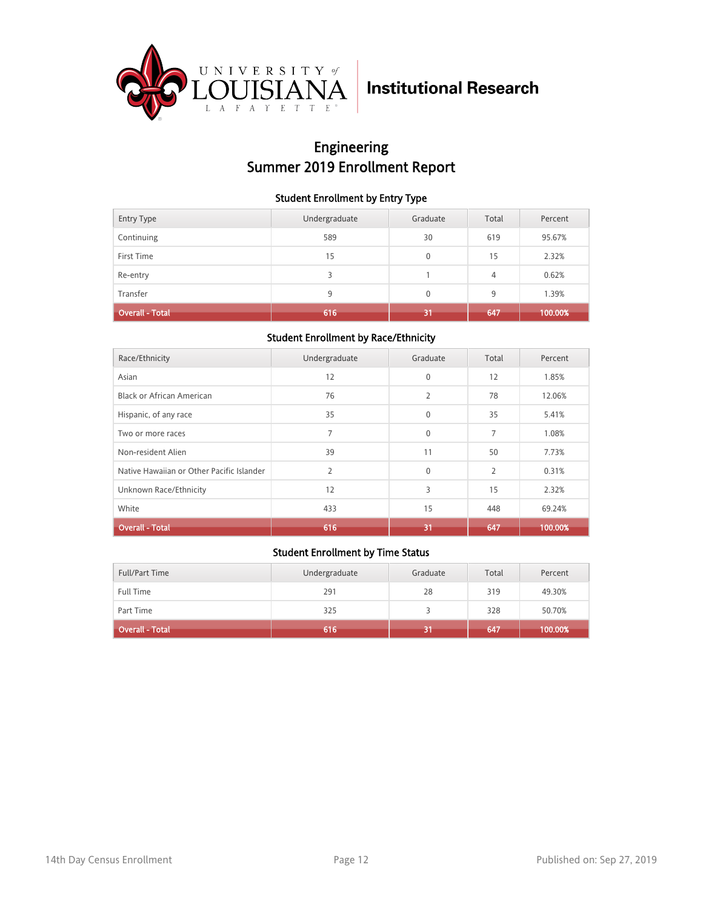University of Louisiana at Lafayette — Institutional Research

# Engineering
# Summer 2019 Enrollment Report

### Student Enrollment by Entry Type

| Entry Type | Undergraduate | Graduate | Total | Percent |
|---|---|---|---|---|
| Continuing | 589 | 30 | 619 | 95.67% |
| First Time | 15 | 0 | 15 | 2.32% |
| Re-entry | 3 | 1 | 4 | 0.62% |
| Transfer | 9 | 0 | 9 | 1.39% |
| **Overall - Total** | **616** | **31** | **647** | **100.00%** |

### Student Enrollment by Race/Ethnicity

| Race/Ethnicity | Undergraduate | Graduate | Total | Percent |
|---|---|---|---|---|
| Asian | 12 | 0 | 12 | 1.85% |
| Black or African American | 76 | 2 | 78 | 12.06% |
| Hispanic, of any race | 35 | 0 | 35 | 5.41% |
| Two or more races | 7 | 0 | 7 | 1.08% |
| Non-resident Alien | 39 | 11 | 50 | 7.73% |
| Native Hawaiian or Other Pacific Islander | 2 | 0 | 2 | 0.31% |
| Unknown Race/Ethnicity | 12 | 3 | 15 | 2.32% |
| White | 433 | 15 | 448 | 69.24% |
| **Overall - Total** | **616** | **31** | **647** | **100.00%** |

### Student Enrollment by Time Status

| Full/Part Time | Undergraduate | Graduate | Total | Percent |
|---|---|---|---|---|
| Full Time | 291 | 28 | 319 | 49.30% |
| Part Time | 325 | 3 | 328 | 50.70% |
| **Overall - Total** | **616** | **31** | **647** | **100.00%** |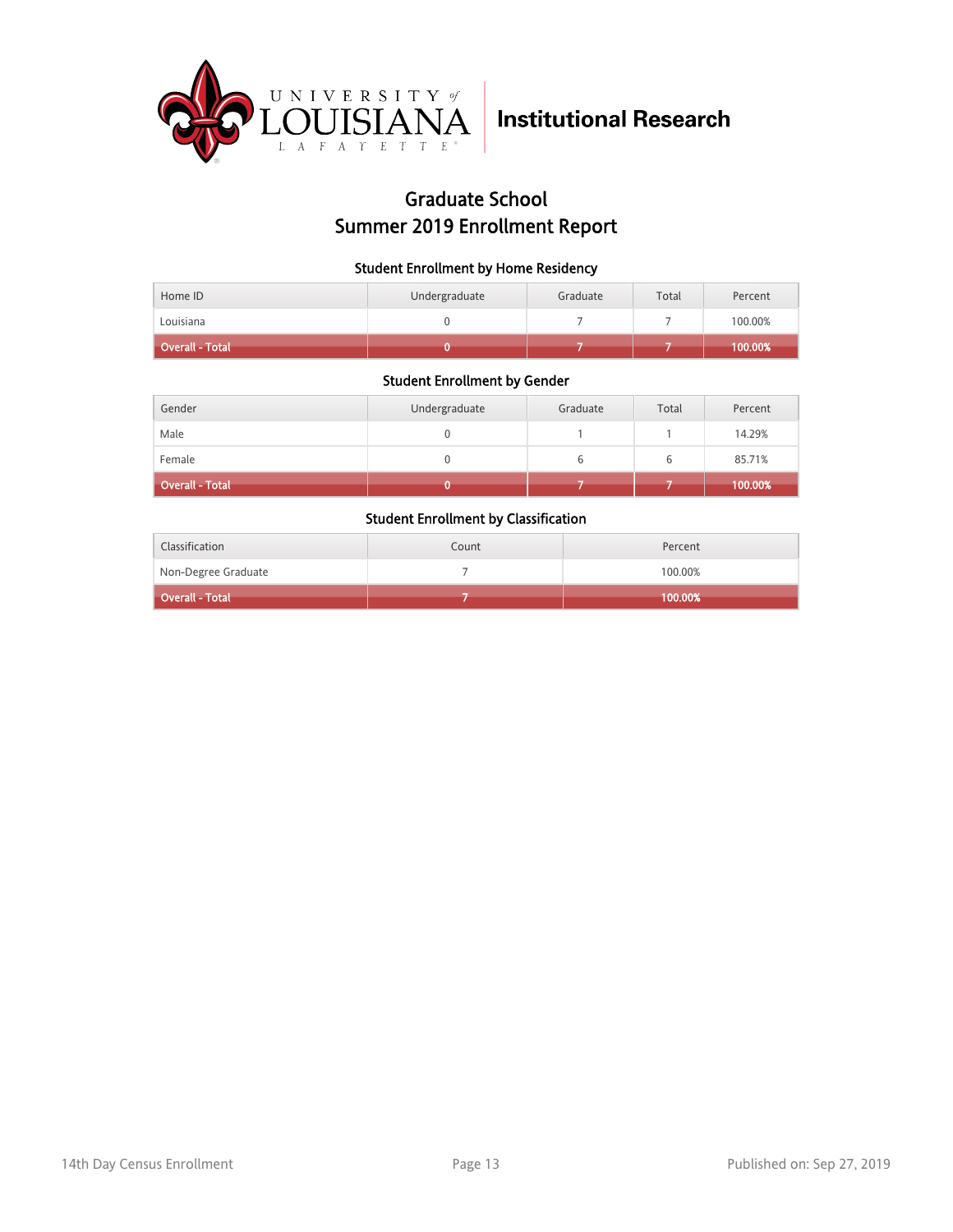Institutional Research

# Graduate School
# Summer 2019 Enrollment Report

### Student Enrollment by Home Residency

| Home ID | Undergraduate | Graduate | Total | Percent |
|---|---|---|---|---|
| Louisiana | 0 | 7 | 7 | 100.00% |
| **Overall - Total** | **0** | **7** | **7** | **100.00%** |

### Student Enrollment by Gender

| Gender | Undergraduate | Graduate | Total | Percent |
|---|---|---|---|---|
| Male | 0 | 1 | 1 | 14.29% |
| Female | 0 | 6 | 6 | 85.71% |
| **Overall - Total** | **0** | **7** | **7** | **100.00%** |

### Student Enrollment by Classification

| Classification | Count | Percent |
|---|---|---|
| Non-Degree Graduate | 7 | 100.00% |
| **Overall - Total** | **7** | **100.00%** |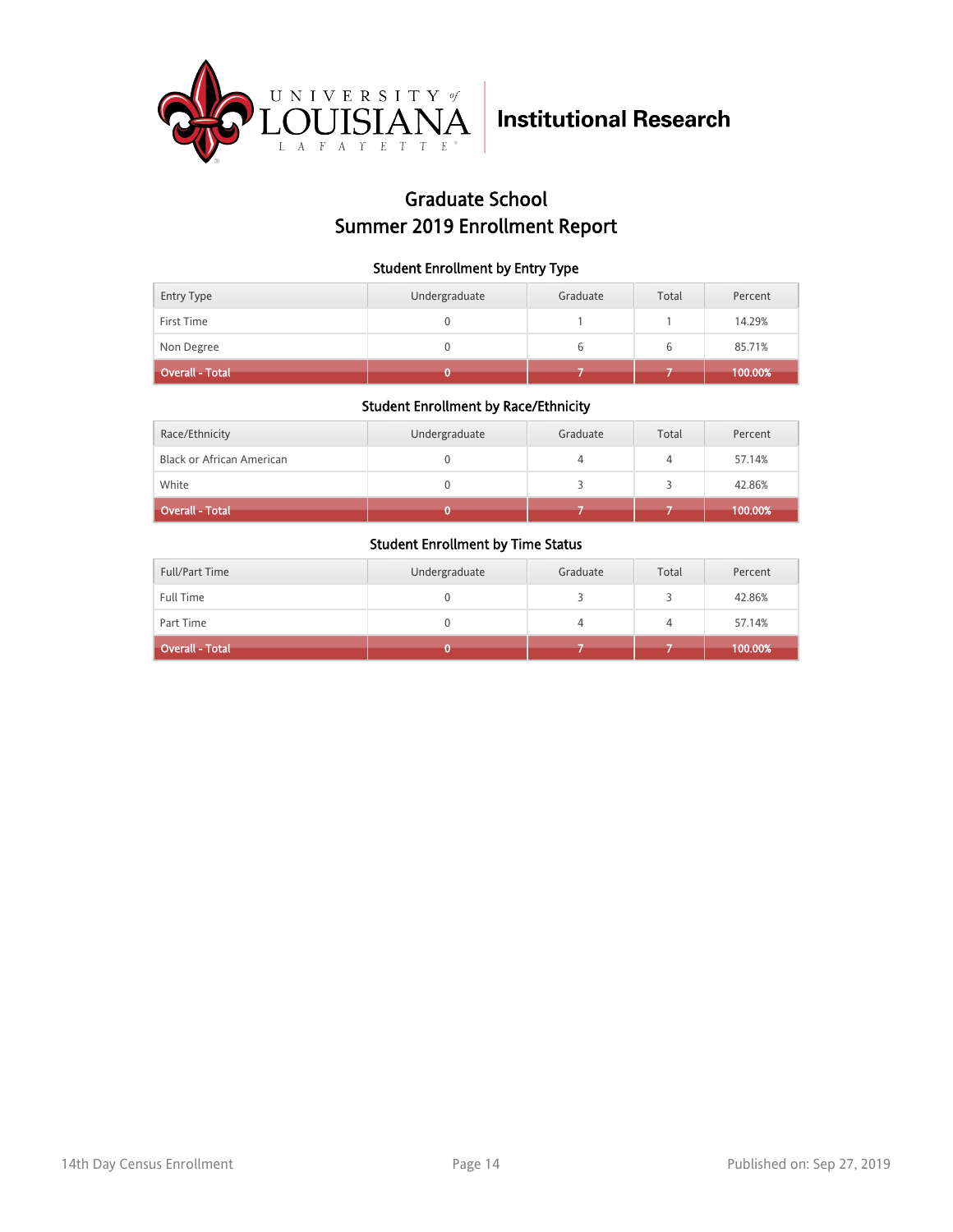# Graduate School
# Summer 2019 Enrollment Report

### Student Enrollment by Entry Type

| Entry Type | Undergraduate | Graduate | Total | Percent |
|---|---|---|---|---|
| First Time | 0 | 1 | 1 | 14.29% |
| Non Degree | 0 | 6 | 6 | 85.71% |
| **Overall - Total** | **0** | **7** | **7** | **100.00%** |

### Student Enrollment by Race/Ethnicity

| Race/Ethnicity | Undergraduate | Graduate | Total | Percent |
|---|---|---|---|---|
| Black or African American | 0 | 4 | 4 | 57.14% |
| White | 0 | 3 | 3 | 42.86% |
| **Overall - Total** | **0** | **7** | **7** | **100.00%** |

### Student Enrollment by Time Status

| Full/Part Time | Undergraduate | Graduate | Total | Percent |
|---|---|---|---|---|
| Full Time | 0 | 3 | 3 | 42.86% |
| Part Time | 0 | 4 | 4 | 57.14% |
| **Overall - Total** | **0** | **7** | **7** | **100.00%** |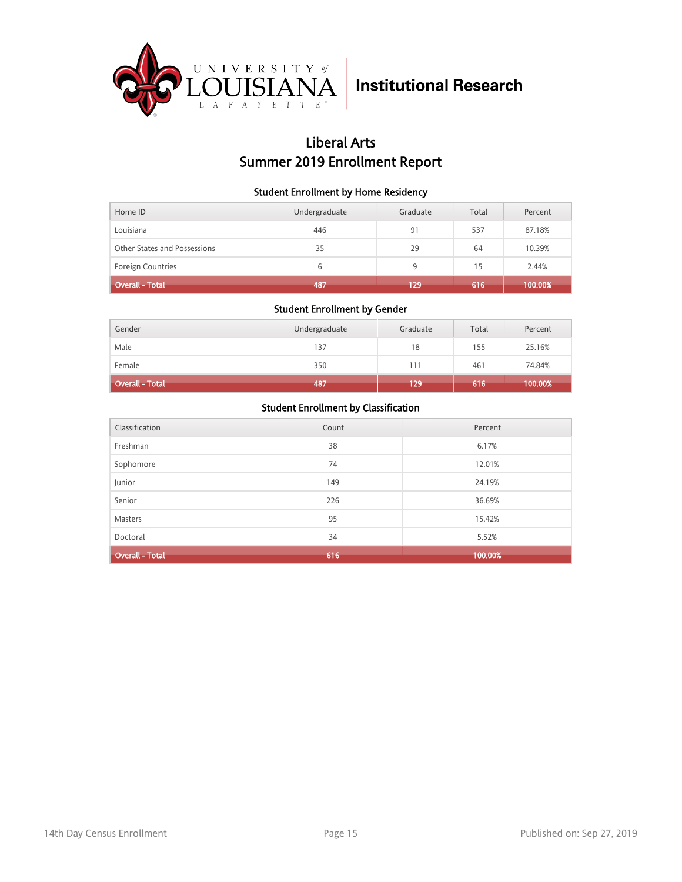University of Louisiana Lafayette — Institutional Research

# Liberal Arts
# Summer 2019 Enrollment Report

### Student Enrollment by Home Residency

| Home ID | Undergraduate | Graduate | Total | Percent |
|---|---|---|---|---|
| Louisiana | 446 | 91 | 537 | 87.18% |
| Other States and Possessions | 35 | 29 | 64 | 10.39% |
| Foreign Countries | 6 | 9 | 15 | 2.44% |
| **Overall - Total** | **487** | **129** | **616** | **100.00%** |

### Student Enrollment by Gender

| Gender | Undergraduate | Graduate | Total | Percent |
|---|---|---|---|---|
| Male | 137 | 18 | 155 | 25.16% |
| Female | 350 | 111 | 461 | 74.84% |
| **Overall - Total** | **487** | **129** | **616** | **100.00%** |

### Student Enrollment by Classification

| Classification | Count | Percent |
|---|---|---|
| Freshman | 38 | 6.17% |
| Sophomore | 74 | 12.01% |
| Junior | 149 | 24.19% |
| Senior | 226 | 36.69% |
| Masters | 95 | 15.42% |
| Doctoral | 34 | 5.52% |
| **Overall - Total** | **616** | **100.00%** |

14th Day Census Enrollment — Published on: Sep 27, 2019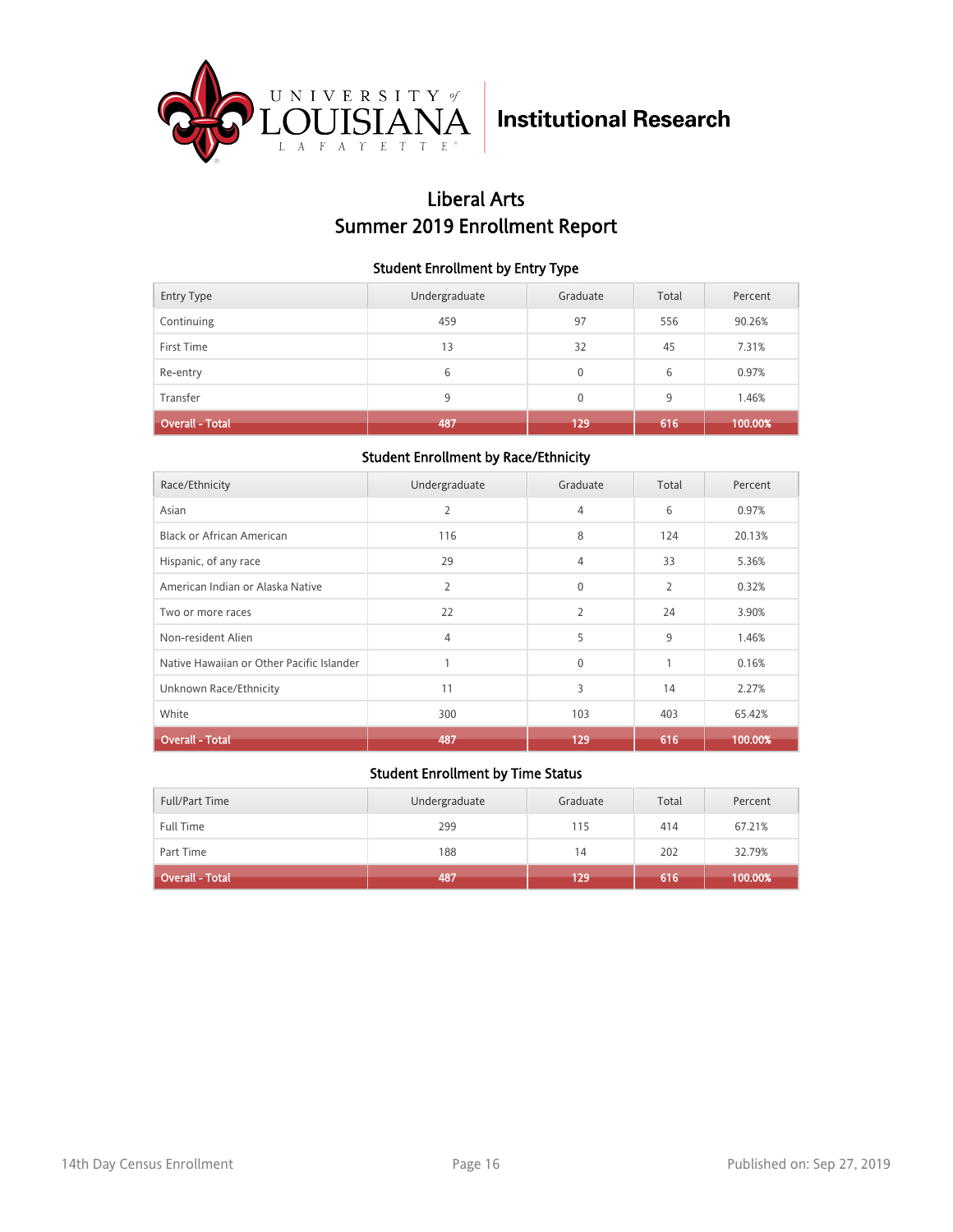University of Louisiana at Lafayette — Institutional Research

# Liberal Arts
# Summer 2019 Enrollment Report

### Student Enrollment by Entry Type

| Entry Type | Undergraduate | Graduate | Total | Percent |
|---|---|---|---|---|
| Continuing | 459 | 97 | 556 | 90.26% |
| First Time | 13 | 32 | 45 | 7.31% |
| Re-entry | 6 | 0 | 6 | 0.97% |
| Transfer | 9 | 0 | 9 | 1.46% |
| **Overall - Total** | **487** | **129** | **616** | **100.00%** |

### Student Enrollment by Race/Ethnicity

| Race/Ethnicity | Undergraduate | Graduate | Total | Percent |
|---|---|---|---|---|
| Asian | 2 | 4 | 6 | 0.97% |
| Black or African American | 116 | 8 | 124 | 20.13% |
| Hispanic, of any race | 29 | 4 | 33 | 5.36% |
| American Indian or Alaska Native | 2 | 0 | 2 | 0.32% |
| Two or more races | 22 | 2 | 24 | 3.90% |
| Non-resident Alien | 4 | 5 | 9 | 1.46% |
| Native Hawaiian or Other Pacific Islander | 1 | 0 | 1 | 0.16% |
| Unknown Race/Ethnicity | 11 | 3 | 14 | 2.27% |
| White | 300 | 103 | 403 | 65.42% |
| **Overall - Total** | **487** | **129** | **616** | **100.00%** |

### Student Enrollment by Time Status

| Full/Part Time | Undergraduate | Graduate | Total | Percent |
|---|---|---|---|---|
| Full Time | 299 | 115 | 414 | 67.21% |
| Part Time | 188 | 14 | 202 | 32.79% |
| **Overall - Total** | **487** | **129** | **616** | **100.00%** |

14th Day Census Enrollment — Published on: Sep 27, 2019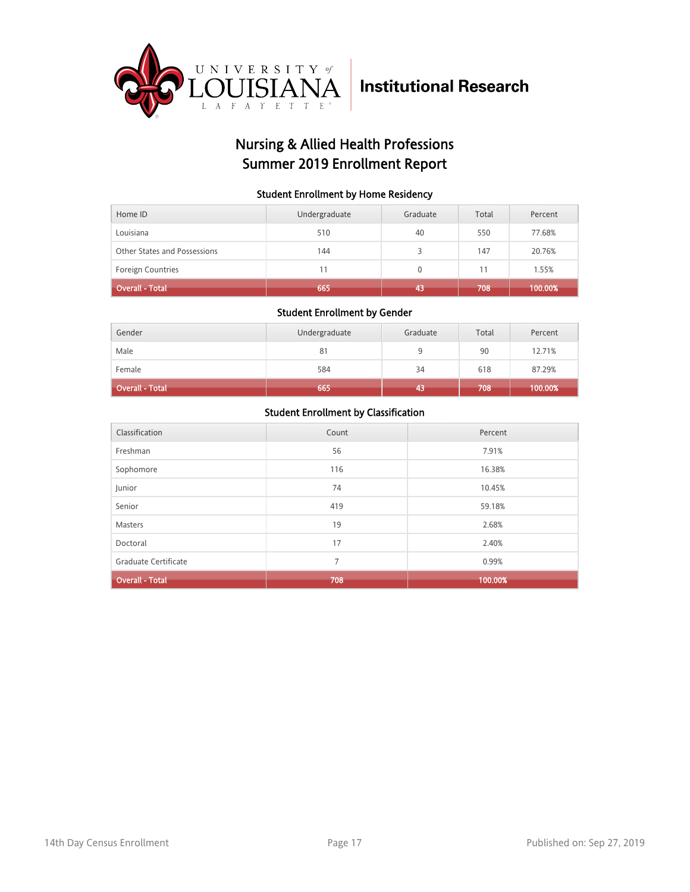University of Louisiana Lafayette | Institutional Research

# Nursing & Allied Health Professions
# Summer 2019 Enrollment Report

### Student Enrollment by Home Residency

| Home ID | Undergraduate | Graduate | Total | Percent |
|---|---|---|---|---|
| Louisiana | 510 | 40 | 550 | 77.68% |
| Other States and Possessions | 144 | 3 | 147 | 20.76% |
| Foreign Countries | 11 | 0 | 11 | 1.55% |
| **Overall - Total** | **665** | **43** | **708** | **100.00%** |

### Student Enrollment by Gender

| Gender | Undergraduate | Graduate | Total | Percent |
|---|---|---|---|---|
| Male | 81 | 9 | 90 | 12.71% |
| Female | 584 | 34 | 618 | 87.29% |
| **Overall - Total** | **665** | **43** | **708** | **100.00%** |

### Student Enrollment by Classification

| Classification | Count | Percent |
|---|---|---|
| Freshman | 56 | 7.91% |
| Sophomore | 116 | 16.38% |
| Junior | 74 | 10.45% |
| Senior | 419 | 59.18% |
| Masters | 19 | 2.68% |
| Doctoral | 17 | 2.40% |
| Graduate Certificate | 7 | 0.99% |
| **Overall - Total** | **708** | **100.00%** |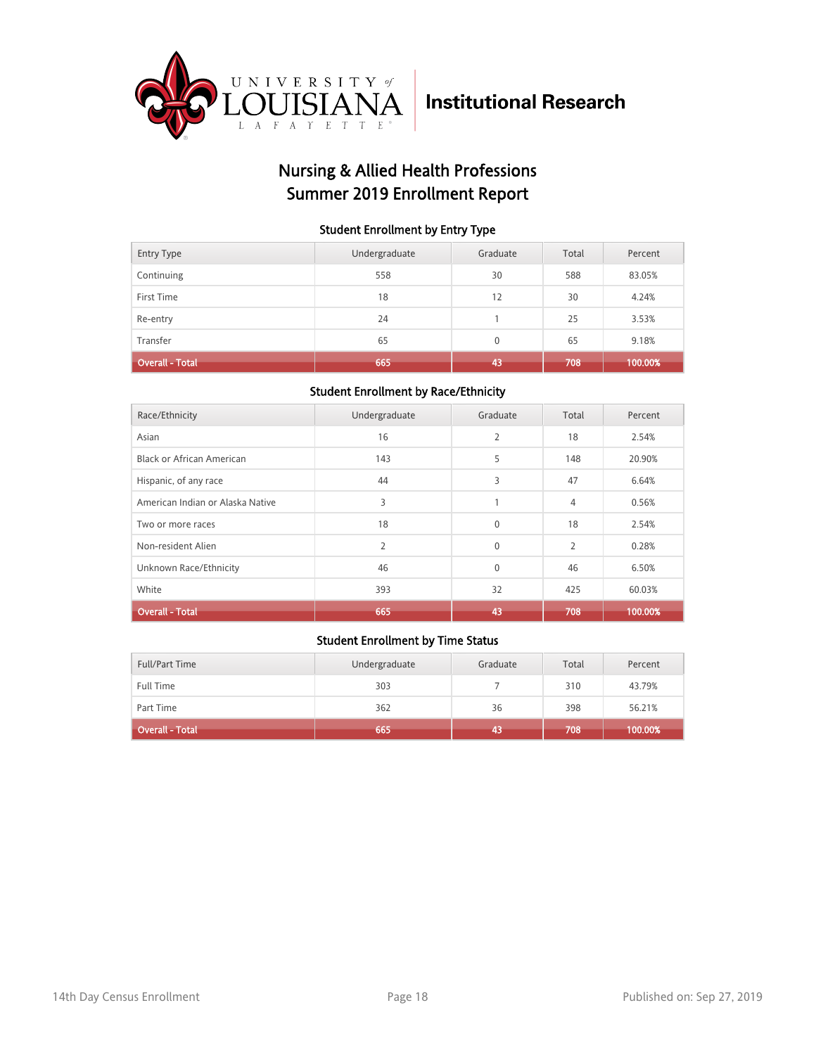University of Louisiana at Lafayette — Institutional Research

# Nursing & Allied Health Professions
# Summer 2019 Enrollment Report

### Student Enrollment by Entry Type

| Entry Type | Undergraduate | Graduate | Total | Percent |
|---|---|---|---|---|
| Continuing | 558 | 30 | 588 | 83.05% |
| First Time | 18 | 12 | 30 | 4.24% |
| Re-entry | 24 | 1 | 25 | 3.53% |
| Transfer | 65 | 0 | 65 | 9.18% |
| **Overall - Total** | **665** | **43** | **708** | **100.00%** |

### Student Enrollment by Race/Ethnicity

| Race/Ethnicity | Undergraduate | Graduate | Total | Percent |
|---|---|---|---|---|
| Asian | 16 | 2 | 18 | 2.54% |
| Black or African American | 143 | 5 | 148 | 20.90% |
| Hispanic, of any race | 44 | 3 | 47 | 6.64% |
| American Indian or Alaska Native | 3 | 1 | 4 | 0.56% |
| Two or more races | 18 | 0 | 18 | 2.54% |
| Non-resident Alien | 2 | 0 | 2 | 0.28% |
| Unknown Race/Ethnicity | 46 | 0 | 46 | 6.50% |
| White | 393 | 32 | 425 | 60.03% |
| **Overall - Total** | **665** | **43** | **708** | **100.00%** |

### Student Enrollment by Time Status

| Full/Part Time | Undergraduate | Graduate | Total | Percent |
|---|---|---|---|---|
| Full Time | 303 | 7 | 310 | 43.79% |
| Part Time | 362 | 36 | 398 | 56.21% |
| **Overall - Total** | **665** | **43** | **708** | **100.00%** |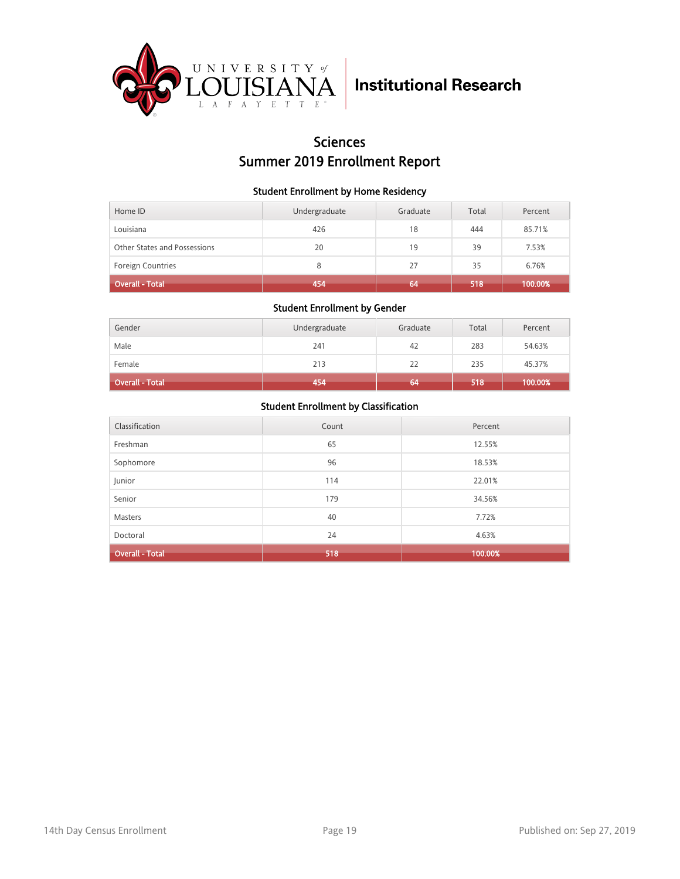University of Louisiana Lafayette — Institutional Research

# Sciences
# Summer 2019 Enrollment Report

### Student Enrollment by Home Residency

| Home ID | Undergraduate | Graduate | Total | Percent |
|---|---|---|---|---|
| Louisiana | 426 | 18 | 444 | 85.71% |
| Other States and Possessions | 20 | 19 | 39 | 7.53% |
| Foreign Countries | 8 | 27 | 35 | 6.76% |
| **Overall - Total** | **454** | **64** | **518** | **100.00%** |

### Student Enrollment by Gender

| Gender | Undergraduate | Graduate | Total | Percent |
|---|---|---|---|---|
| Male | 241 | 42 | 283 | 54.63% |
| Female | 213 | 22 | 235 | 45.37% |
| **Overall - Total** | **454** | **64** | **518** | **100.00%** |

### Student Enrollment by Classification

| Classification | Count | Percent |
|---|---|---|
| Freshman | 65 | 12.55% |
| Sophomore | 96 | 18.53% |
| Junior | 114 | 22.01% |
| Senior | 179 | 34.56% |
| Masters | 40 | 7.72% |
| Doctoral | 24 | 4.63% |
| **Overall - Total** | **518** | **100.00%** |

14th Day Census Enrollment

Published on: Sep 27, 2019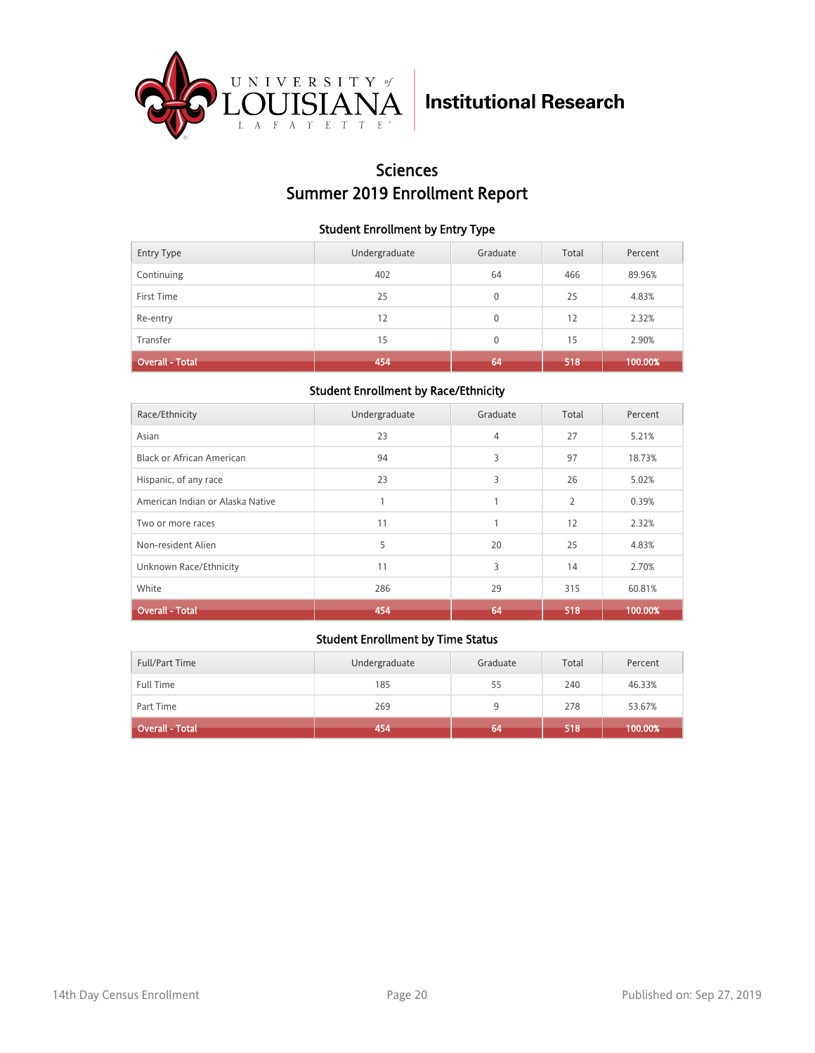University of Louisiana at Lafayette — Institutional Research

# Sciences
# Summer 2019 Enrollment Report

### Student Enrollment by Entry Type

| Entry Type | Undergraduate | Graduate | Total | Percent |
|---|---|---|---|---|
| Continuing | 402 | 64 | 466 | 89.96% |
| First Time | 25 | 0 | 25 | 4.83% |
| Re-entry | 12 | 0 | 12 | 2.32% |
| Transfer | 15 | 0 | 15 | 2.90% |
| **Overall - Total** | **454** | **64** | **518** | **100.00%** |

### Student Enrollment by Race/Ethnicity

| Race/Ethnicity | Undergraduate | Graduate | Total | Percent |
|---|---|---|---|---|
| Asian | 23 | 4 | 27 | 5.21% |
| Black or African American | 94 | 3 | 97 | 18.73% |
| Hispanic, of any race | 23 | 3 | 26 | 5.02% |
| American Indian or Alaska Native | 1 | 1 | 2 | 0.39% |
| Two or more races | 11 | 1 | 12 | 2.32% |
| Non-resident Alien | 5 | 20 | 25 | 4.83% |
| Unknown Race/Ethnicity | 11 | 3 | 14 | 2.70% |
| White | 286 | 29 | 315 | 60.81% |
| **Overall - Total** | **454** | **64** | **518** | **100.00%** |

### Student Enrollment by Time Status

| Full/Part Time | Undergraduate | Graduate | Total | Percent |
|---|---|---|---|---|
| Full Time | 185 | 55 | 240 | 46.33% |
| Part Time | 269 | 9 | 278 | 53.67% |
| **Overall - Total** | **454** | **64** | **518** | **100.00%** |

14th Day Census Enrollment

Published on: Sep 27, 2019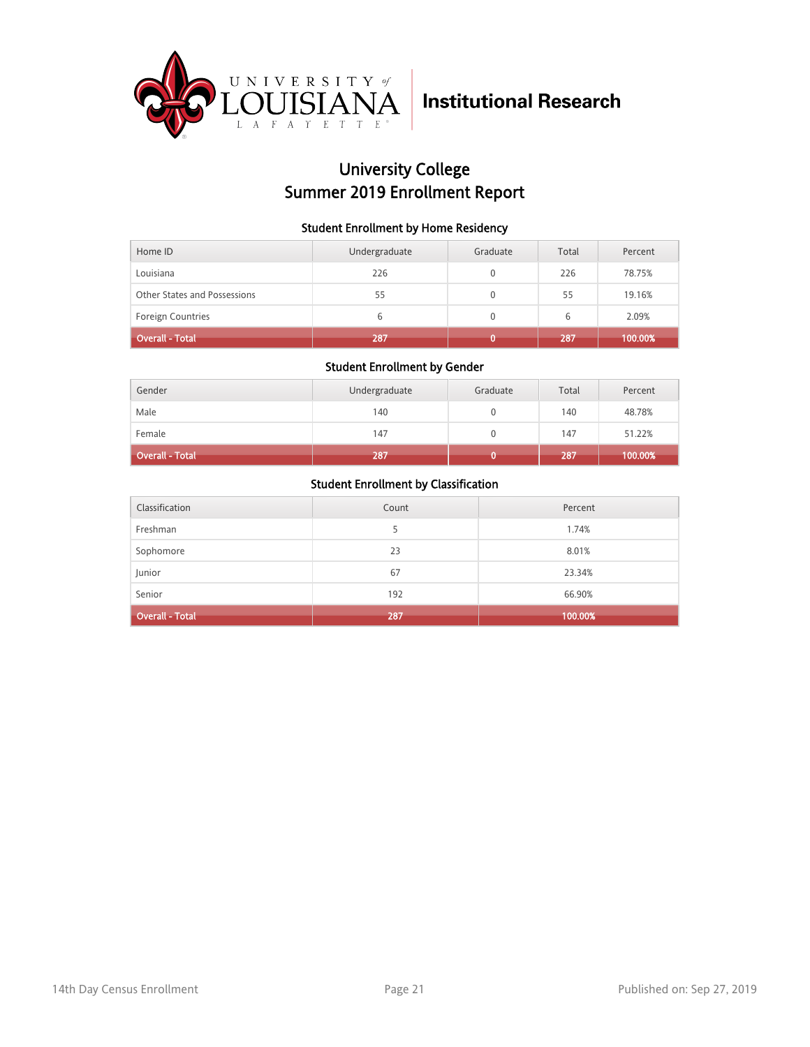University of Louisiana Lafayette | Institutional Research

# University College
# Summer 2019 Enrollment Report

### Student Enrollment by Home Residency

| Home ID | Undergraduate | Graduate | Total | Percent |
|---|---|---|---|---|
| Louisiana | 226 | 0 | 226 | 78.75% |
| Other States and Possessions | 55 | 0 | 55 | 19.16% |
| Foreign Countries | 6 | 0 | 6 | 2.09% |
| **Overall - Total** | **287** | **0** | **287** | **100.00%** |

### Student Enrollment by Gender

| Gender | Undergraduate | Graduate | Total | Percent |
|---|---|---|---|---|
| Male | 140 | 0 | 140 | 48.78% |
| Female | 147 | 0 | 147 | 51.22% |
| **Overall - Total** | **287** | **0** | **287** | **100.00%** |

### Student Enrollment by Classification

| Classification | Count | Percent |
|---|---|---|
| Freshman | 5 | 1.74% |
| Sophomore | 23 | 8.01% |
| Junior | 67 | 23.34% |
| Senior | 192 | 66.90% |
| **Overall - Total** | **287** | **100.00%** |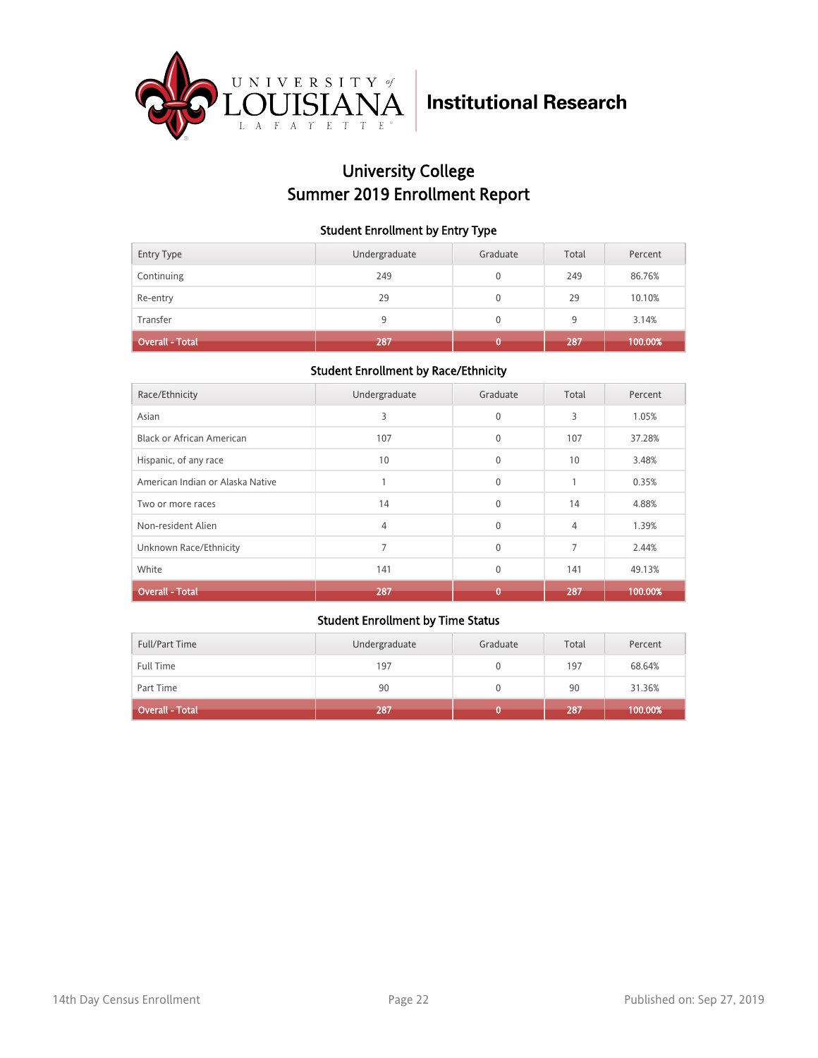University of Louisiana at Lafayette | Institutional Research

# University College
# Summer 2019 Enrollment Report

### Student Enrollment by Entry Type

| Entry Type | Undergraduate | Graduate | Total | Percent |
|---|---|---|---|---|
| Continuing | 249 | 0 | 249 | 86.76% |
| Re-entry | 29 | 0 | 29 | 10.10% |
| Transfer | 9 | 0 | 9 | 3.14% |
| **Overall - Total** | **287** | **0** | **287** | **100.00%** |

### Student Enrollment by Race/Ethnicity

| Race/Ethnicity | Undergraduate | Graduate | Total | Percent |
|---|---|---|---|---|
| Asian | 3 | 0 | 3 | 1.05% |
| Black or African American | 107 | 0 | 107 | 37.28% |
| Hispanic, of any race | 10 | 0 | 10 | 3.48% |
| American Indian or Alaska Native | 1 | 0 | 1 | 0.35% |
| Two or more races | 14 | 0 | 14 | 4.88% |
| Non-resident Alien | 4 | 0 | 4 | 1.39% |
| Unknown Race/Ethnicity | 7 | 0 | 7 | 2.44% |
| White | 141 | 0 | 141 | 49.13% |
| **Overall - Total** | **287** | **0** | **287** | **100.00%** |

### Student Enrollment by Time Status

| Full/Part Time | Undergraduate | Graduate | Total | Percent |
|---|---|---|---|---|
| Full Time | 197 | 0 | 197 | 68.64% |
| Part Time | 90 | 0 | 90 | 31.36% |
| **Overall - Total** | **287** | **0** | **287** | **100.00%** |